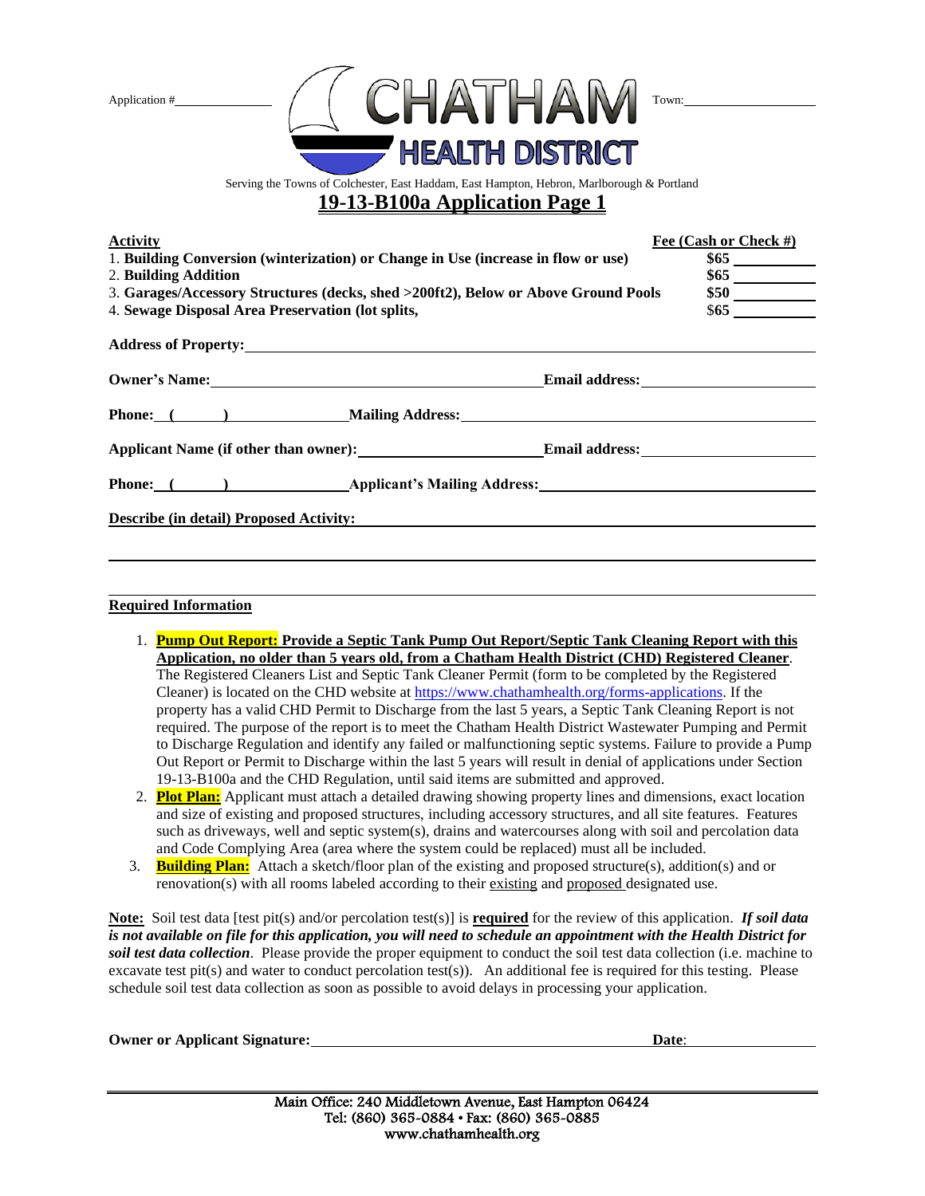Application #\_\_\_\_\_\_\_\_\_\_ **CHATHAM HEALTH DISTRICT** Town:\_\_\_\_\_\_\_\_\_\_

Serving the Towns of Colchester, East Haddam, East Hampton, Hebron, Marlborough & Portland

# 19-13-B100a Application Page 1

| Activity | Fee (Cash or Check #) |
|---|---|
| 1. **Building Conversion (winterization) or Change in Use (increase in flow or use)** | **$65** \_\_\_\_\_\_\_\_ |
| 2. **Building Addition** | **$65** \_\_\_\_\_\_\_\_ |
| 3. **Garages/Accessory Structures (decks, shed >200ft2), Below or Above Ground Pools** | **$50** \_\_\_\_\_\_\_\_ |
| 4. **Sewage Disposal Area Preservation (lot splits,** | $65 \_\_\_\_\_\_\_\_ |

**Address of Property:**\_\_\_\_\_\_\_\_\_\_\_\_\_\_\_\_\_\_\_\_\_\_\_\_\_\_\_\_\_\_

**Owner's Name:**\_\_\_\_\_\_\_\_\_\_\_\_\_\_\_\_\_\_\_\_ **Email address:**\_\_\_\_\_\_\_\_\_\_\_\_\_\_\_\_

**Phone: (\_\_\_\_\_\_)** \_\_\_\_\_\_\_\_\_\_ **Mailing Address:**\_\_\_\_\_\_\_\_\_\_\_\_\_\_\_\_\_\_\_\_\_\_\_\_

**Applicant Name (if other than owner):**\_\_\_\_\_\_\_\_\_\_\_\_\_\_\_\_ **Email address:**\_\_\_\_\_\_\_\_\_\_\_\_\_\_\_\_

**Phone: (\_\_\_\_\_\_)** \_\_\_\_\_\_\_\_\_\_ **Applicant's Mailing Address:**\_\_\_\_\_\_\_\_\_\_\_\_\_\_\_\_\_\_\_\_\_\_\_\_

**Describe (in detail) Proposed Activity:**\_\_\_\_\_\_\_\_\_\_\_\_\_\_\_\_\_\_\_\_\_\_\_\_\_\_\_\_\_\_

\_\_\_\_\_\_\_\_\_\_\_\_\_\_\_\_\_\_\_\_\_\_\_\_\_\_\_\_\_\_\_\_\_\_\_\_\_\_\_\_\_\_\_\_\_\_\_\_\_\_\_\_\_\_\_\_\_\_\_\_

\_\_\_\_\_\_\_\_\_\_\_\_\_\_\_\_\_\_\_\_\_\_\_\_\_\_\_\_\_\_\_\_\_\_\_\_\_\_\_\_\_\_\_\_\_\_\_\_\_\_\_\_\_\_\_\_\_\_\_\_

**Required Information**

1. **Pump Out Report: Provide a Septic Tank Pump Out Report/Septic Tank Cleaning Report with this Application, no older than 5 years old, from a Chatham Health District (CHD) Registered Cleaner**. The Registered Cleaners List and Septic Tank Cleaner Permit (form to be completed by the Registered Cleaner) is located on the CHD website at https://www.chathamhealth.org/forms-applications. If the property has a valid CHD Permit to Discharge from the last 5 years, a Septic Tank Cleaning Report is not required. The purpose of the report is to meet the Chatham Health District Wastewater Pumping and Permit to Discharge Regulation and identify any failed or malfunctioning septic systems. Failure to provide a Pump Out Report or Permit to Discharge within the last 5 years will result in denial of applications under Section 19-13-B100a and the CHD Regulation, until said items are submitted and approved.
2. **Plot Plan:** Applicant must attach a detailed drawing showing property lines and dimensions, exact location and size of existing and proposed structures, including accessory structures, and all site features. Features such as driveways, well and septic system(s), drains and watercourses along with soil and percolation data and Code Complying Area (area where the system could be replaced) must all be included.
3. **Building Plan:** Attach a sketch/floor plan of the existing and proposed structure(s), addition(s) and or renovation(s) with all rooms labeled according to their existing and proposed designated use.

**Note:** Soil test data [test pit(s) and/or percolation test(s)] is **required** for the review of this application. ***If soil data is not available on file for this application, you will need to schedule an appointment with the Health District for soil test data collection***. Please provide the proper equipment to conduct the soil test data collection (i.e. machine to excavate test pit(s) and water to conduct percolation test(s)). An additional fee is required for this testing. Please schedule soil test data collection as soon as possible to avoid delays in processing your application.

**Owner or Applicant Signature:**\_\_\_\_\_\_\_\_\_\_\_\_\_\_\_\_\_\_\_\_\_\_\_\_ **Date**:\_\_\_\_\_\_\_\_\_\_

Main Office: 240 Middletown Avenue, East Hampton 06424
Tel: (860) 365-0884 • Fax: (860) 365-0885
www.chathamhealth.org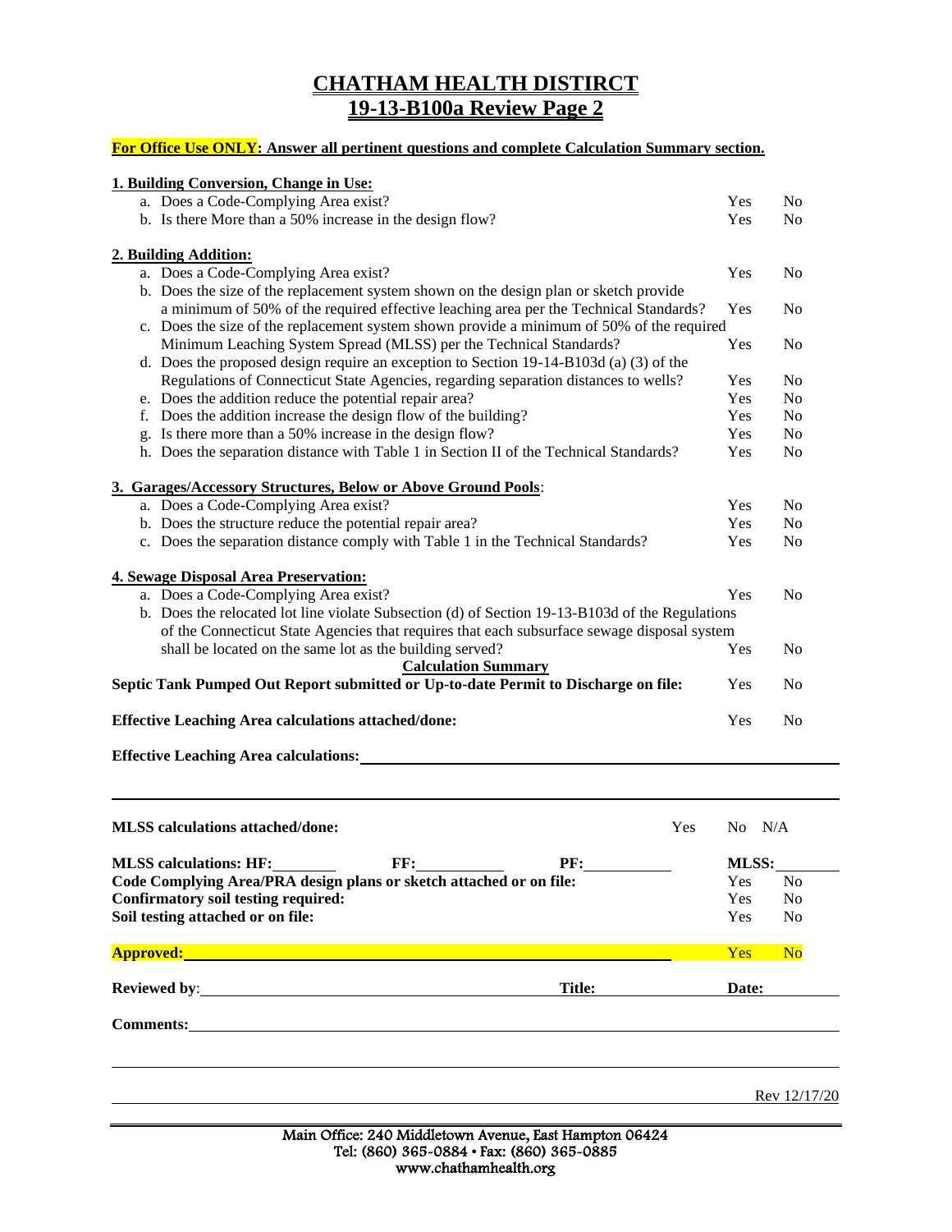# CHATHAM HEALTH DISTIRCT
## 19-13-B100a Review Page 2

**For Office Use ONLY: Answer all pertinent questions and complete Calculation Summary section.**

**1. Building Conversion, Change in Use:**

a. Does a Code-Complying Area exist? Yes No

b. Is there More than a 50% increase in the design flow? Yes No

**2. Building Addition:**

a. Does a Code-Complying Area exist? Yes No

b. Does the size of the replacement system shown on the design plan or sketch provide a minimum of 50% of the required effective leaching area per the Technical Standards? Yes No

c. Does the size of the replacement system shown provide a minimum of 50% of the required Minimum Leaching System Spread (MLSS) per the Technical Standards? Yes No

d. Does the proposed design require an exception to Section 19-14-B103d (a) (3) of the Regulations of Connecticut State Agencies, regarding separation distances to wells? Yes No

e. Does the addition reduce the potential repair area? Yes No

f. Does the addition increase the design flow of the building? Yes No

g. Is there more than a 50% increase in the design flow? Yes No

h. Does the separation distance with Table 1 in Section II of the Technical Standards? Yes No

**3. Garages/Accessory Structures, Below or Above Ground Pools**:

a. Does a Code-Complying Area exist? Yes No

b. Does the structure reduce the potential repair area? Yes No

c. Does the separation distance comply with Table 1 in the Technical Standards? Yes No

**4. Sewage Disposal Area Preservation:**

a. Does a Code-Complying Area exist? Yes No

b. Does the relocated lot line violate Subsection (d) of Section 19-13-B103d of the Regulations of the Connecticut State Agencies that requires that each subsurface sewage disposal system shall be located on the same lot as the building served? Yes No

**Calculation Summary**

**Septic Tank Pumped Out Report submitted or Up-to-date Permit to Discharge on file:** Yes No

**Effective Leaching Area calculations attached/done:** Yes No

**Effective Leaching Area calculations:** ____________________

**MLSS calculations attached/done:** Yes No N/A

**MLSS calculations: HF:** ________ **FF:** ________ **PF:** ________ **MLSS:** ________

**Code Complying Area/PRA design plans or sketch attached or on file:** Yes No

**Confirmatory soil testing required:** Yes No

**Soil testing attached or on file:** Yes No

**Approved:** ____________________ Yes No

**Reviewed by**: ____________________ **Title:** ________ **Date:** ________

**Comments:** ____________________

Rev 12/17/20

Main Office: 240 Middletown Avenue, East Hampton 06424
Tel: (860) 365-0884 • Fax: (860) 365-0885
www.chathamhealth.org